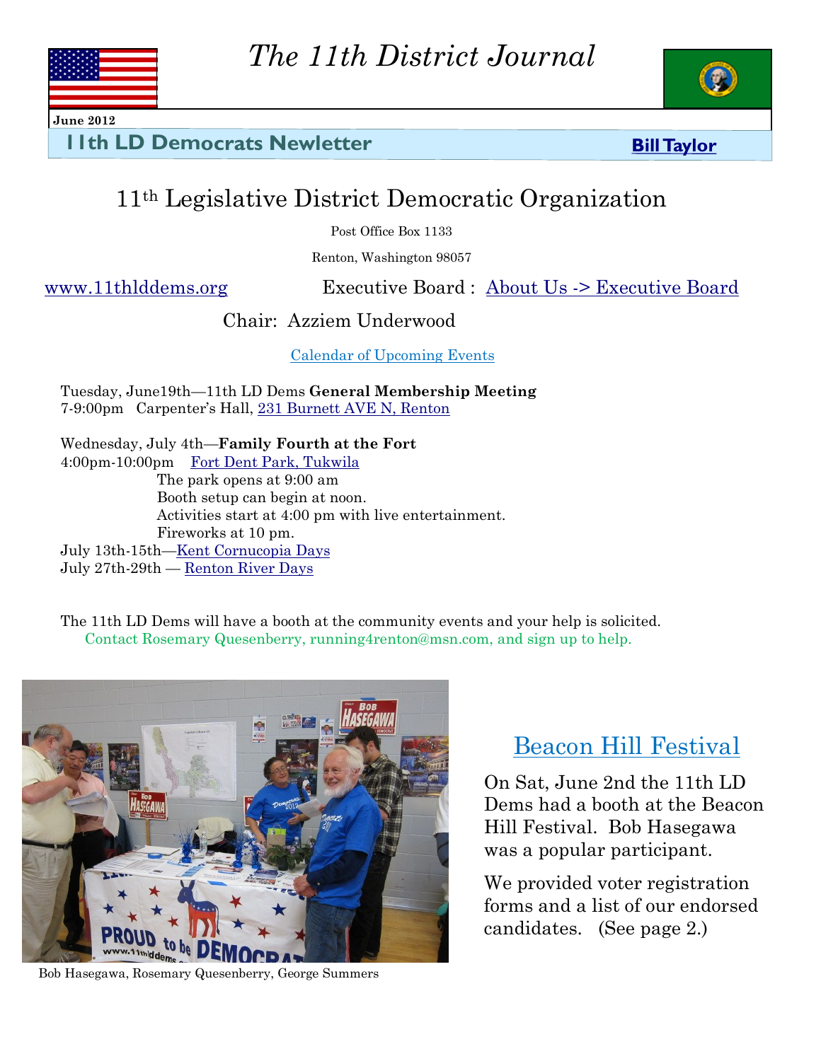# The 11th District Journal

**June 2012**

**11th LD Democrats Newletter** **Bill Taylor**

## 11th Legislative District Democratic Organization

Post Office Box 1133

Renton, Washington 98057

www.11thlddems.org Executive Board : About Us -> Executive Board

Chair: Azziem Underwood

Calendar of Upcoming Events

Tuesday, June19th—11th LD Dems **General Membership Meeting**
7-9:00pm Carpenter's Hall, 231 Burnett AVE N, Renton

Wednesday, July 4th—**Family Fourth at the Fort**
4:00pm-10:00pm Fort Dent Park, Tukwila
The park opens at 9:00 am
Booth setup can begin at noon.
Activities start at 4:00 pm with live entertainment.
Fireworks at 10 pm.

July 13th-15th—Kent Cornucopia Days
July 27th-29th — Renton River Days

The 11th LD Dems will have a booth at the community events and your help is solicited.
Contact Rosemary Quesenberry, running4renton@msn.com, and sign up to help.

Bob Hasegawa, Rosemary Quesenberry, George Summers

## Beacon Hill Festival

On Sat, June 2nd the 11th LD Dems had a booth at the Beacon Hill Festival. Bob Hasegawa was a popular participant.

We provided voter registration forms and a list of our endorsed candidates. (See page 2.)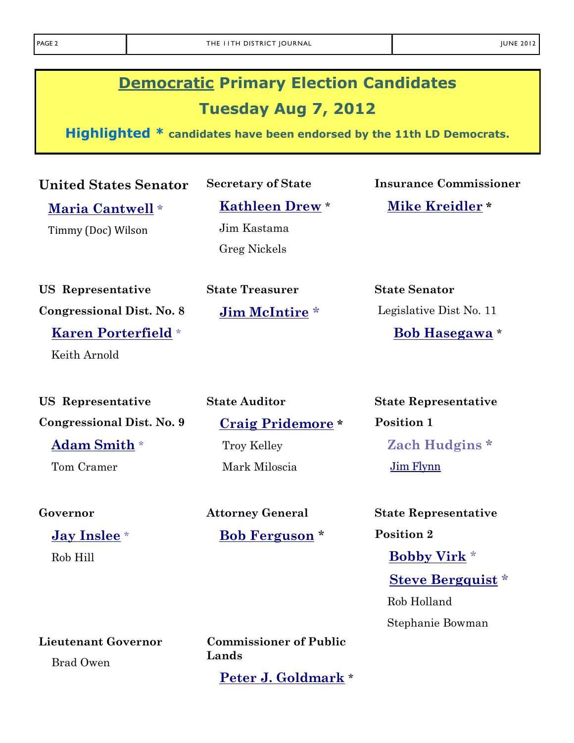# Democratic Primary Election Candidates

## Tuesday Aug 7, 2012

**Highlighted * candidates have been endorsed by the 11th LD Democrats.**

**United States Senator**

**Maria Cantwell** *

Timmy (Doc) Wilson

**US Representative Congressional Dist. No. 8**

**Karen Porterfield** *

Keith Arnold

**US Representative Congressional Dist. No. 9**

**Adam Smith** *

Tom Cramer

**Governor**

**Jay Inslee** *

Rob Hill

**Lieutenant Governor**

Brad Owen

**Secretary of State**

**Kathleen Drew** *

Jim Kastama

Greg Nickels

**State Treasurer**

**Jim McIntire** *

**State Auditor**

**Craig Pridemore** *

Troy Kelley

Mark Miloscia

**Attorney General**

**Bob Ferguson** *

**Commissioner of Public Lands**

**Peter J. Goldmark** *

**Insurance Commissioner**

**Mike Kreidler** *

**State Senator**

Legislative Dist No. 11

**Bob Hasegawa** *

**State Representative Position 1**

**Zach Hudgins** *

Jim Flynn

**State Representative Position 2**

**Bobby Virk** *

**Steve Bergquist** *

Rob Holland

Stephanie Bowman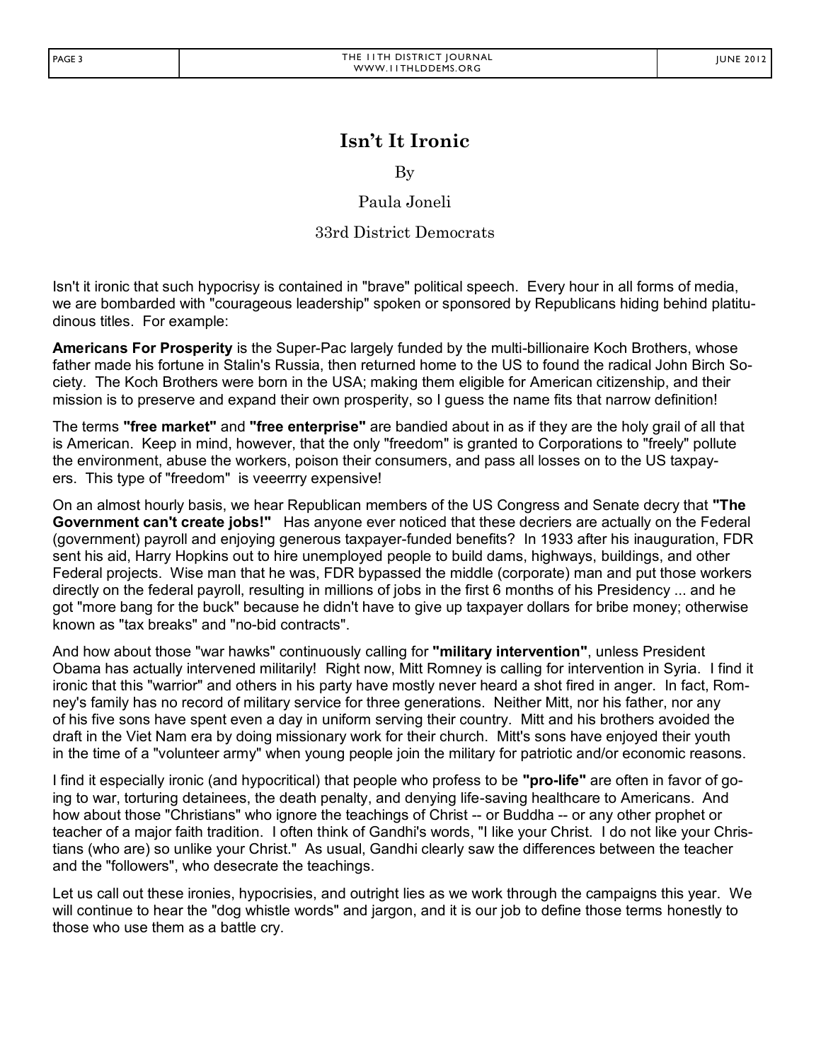# Isn't It Ironic

By

Paula Joneli

33rd District Democrats

Isn't it ironic that such hypocrisy is contained in "brave" political speech. Every hour in all forms of media, we are bombarded with "courageous leadership" spoken or sponsored by Republicans hiding behind platitudinous titles. For example:

**Americans For Prosperity** is the Super-Pac largely funded by the multi-billionaire Koch Brothers, whose father made his fortune in Stalin's Russia, then returned home to the US to found the radical John Birch Society. The Koch Brothers were born in the USA; making them eligible for American citizenship, and their mission is to preserve and expand their own prosperity, so I guess the name fits that narrow definition!

The terms **"free market"** and **"free enterprise"** are bandied about in as if they are the holy grail of all that is American. Keep in mind, however, that the only "freedom" is granted to Corporations to "freely" pollute the environment, abuse the workers, poison their consumers, and pass all losses on to the US taxpayers. This type of "freedom" is veeerrry expensive!

On an almost hourly basis, we hear Republican members of the US Congress and Senate decry that **"The Government can't create jobs!"** Has anyone ever noticed that these decriers are actually on the Federal (government) payroll and enjoying generous taxpayer-funded benefits? In 1933 after his inauguration, FDR sent his aid, Harry Hopkins out to hire unemployed people to build dams, highways, buildings, and other Federal projects. Wise man that he was, FDR bypassed the middle (corporate) man and put those workers directly on the federal payroll, resulting in millions of jobs in the first 6 months of his Presidency ... and he got "more bang for the buck" because he didn't have to give up taxpayer dollars for bribe money; otherwise known as "tax breaks" and "no-bid contracts".

And how about those "war hawks" continuously calling for **"military intervention"**, unless President Obama has actually intervened militarily! Right now, Mitt Romney is calling for intervention in Syria. I find it ironic that this "warrior" and others in his party have mostly never heard a shot fired in anger. In fact, Romney's family has no record of military service for three generations. Neither Mitt, nor his father, nor any of his five sons have spent even a day in uniform serving their country. Mitt and his brothers avoided the draft in the Viet Nam era by doing missionary work for their church. Mitt's sons have enjoyed their youth in the time of a "volunteer army" when young people join the military for patriotic and/or economic reasons.

I find it especially ironic (and hypocritical) that people who profess to be **"pro-life"** are often in favor of going to war, torturing detainees, the death penalty, and denying life-saving healthcare to Americans. And how about those "Christians" who ignore the teachings of Christ -- or Buddha -- or any other prophet or teacher of a major faith tradition. I often think of Gandhi's words, "I like your Christ. I do not like your Christians (who are) so unlike your Christ." As usual, Gandhi clearly saw the differences between the teacher and the "followers", who desecrate the teachings.

Let us call out these ironies, hypocrisies, and outright lies as we work through the campaigns this year. We will continue to hear the "dog whistle words" and jargon, and it is our job to define those terms honestly to those who use them as a battle cry.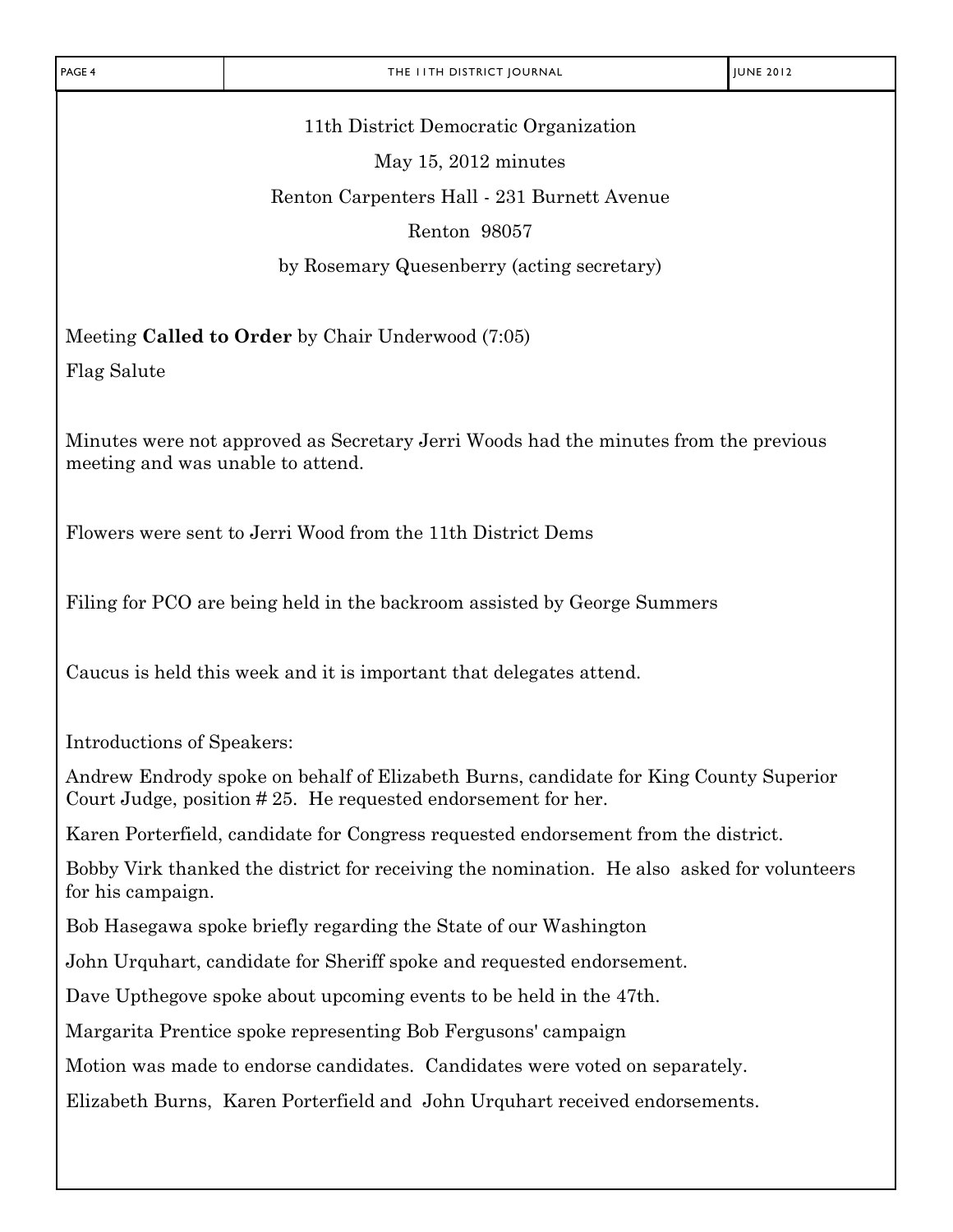11th District Democratic Organization

May 15, 2012 minutes

Renton Carpenters Hall - 231 Burnett Avenue

Renton 98057

by Rosemary Quesenberry (acting secretary)

Meeting **Called to Order** by Chair Underwood (7:05)

Flag Salute

Minutes were not approved as Secretary Jerri Woods had the minutes from the previous meeting and was unable to attend.

Flowers were sent to Jerri Wood from the 11th District Dems

Filing for PCO are being held in the backroom assisted by George Summers

Caucus is held this week and it is important that delegates attend.

Introductions of Speakers:

Andrew Endrody spoke on behalf of Elizabeth Burns, candidate for King County Superior Court Judge, position # 25. He requested endorsement for her.

Karen Porterfield, candidate for Congress requested endorsement from the district.

Bobby Virk thanked the district for receiving the nomination. He also asked for volunteers for his campaign.

Bob Hasegawa spoke briefly regarding the State of our Washington

John Urquhart, candidate for Sheriff spoke and requested endorsement.

Dave Upthegove spoke about upcoming events to be held in the 47th.

Margarita Prentice spoke representing Bob Fergusons' campaign

Motion was made to endorse candidates. Candidates were voted on separately.

Elizabeth Burns, Karen Porterfield and John Urquhart received endorsements.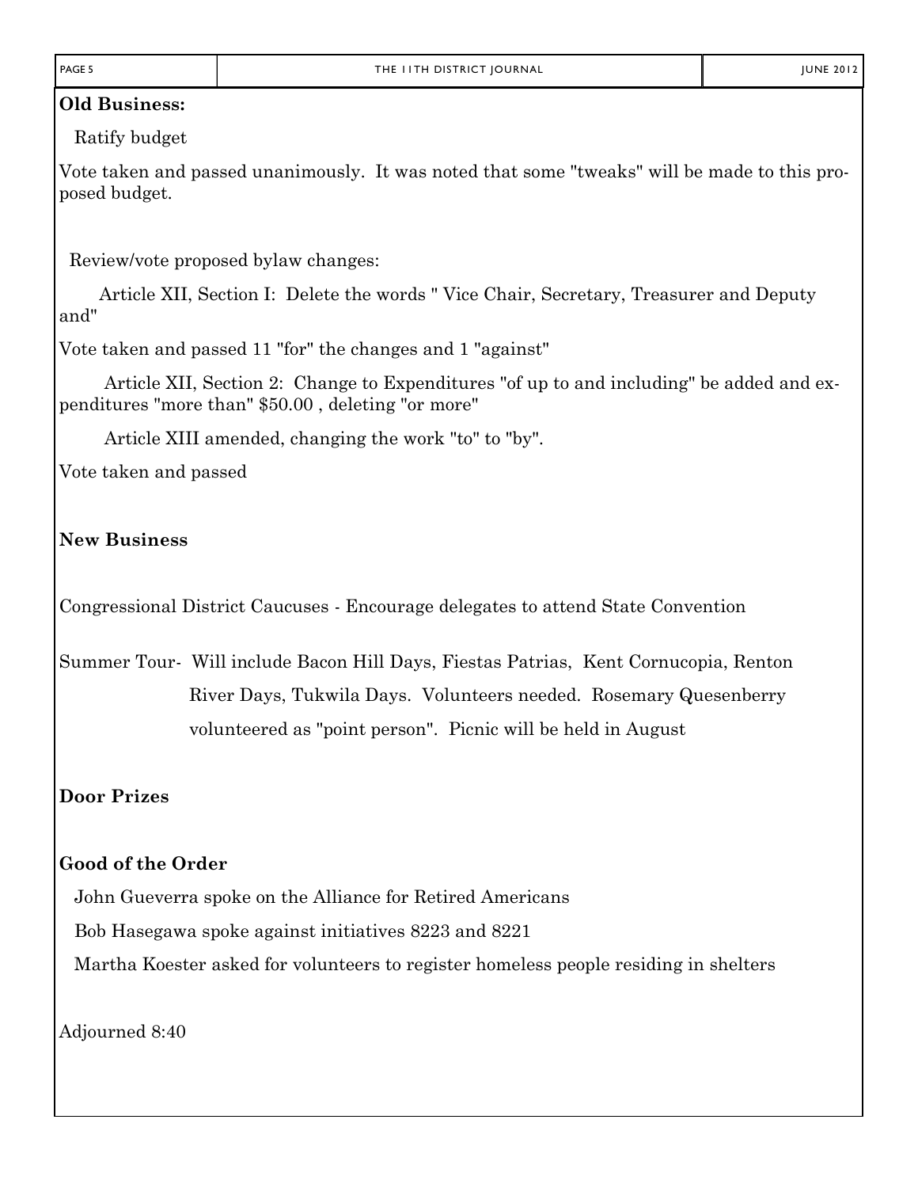**Old Business:**

Ratify budget

Vote taken and passed unanimously. It was noted that some "tweaks" will be made to this proposed budget.

Review/vote proposed bylaw changes:

Article XII, Section I: Delete the words " Vice Chair, Secretary, Treasurer and Deputy and"

Vote taken and passed 11 "for" the changes and 1 "against"

Article XII, Section 2: Change to Expenditures "of up to and including" be added and expenditures "more than" $50.00 , deleting "or more"

Article XIII amended, changing the work "to" to "by".

Vote taken and passed

**New Business**

Congressional District Caucuses - Encourage delegates to attend State Convention

Summer Tour- Will include Bacon Hill Days, Fiestas Patrias, Kent Cornucopia, Renton River Days, Tukwila Days. Volunteers needed. Rosemary Quesenberry volunteered as "point person". Picnic will be held in August

**Door Prizes**

**Good of the Order**

John Gueverra spoke on the Alliance for Retired Americans

Bob Hasegawa spoke against initiatives 8223 and 8221

Martha Koester asked for volunteers to register homeless people residing in shelters

Adjourned 8:40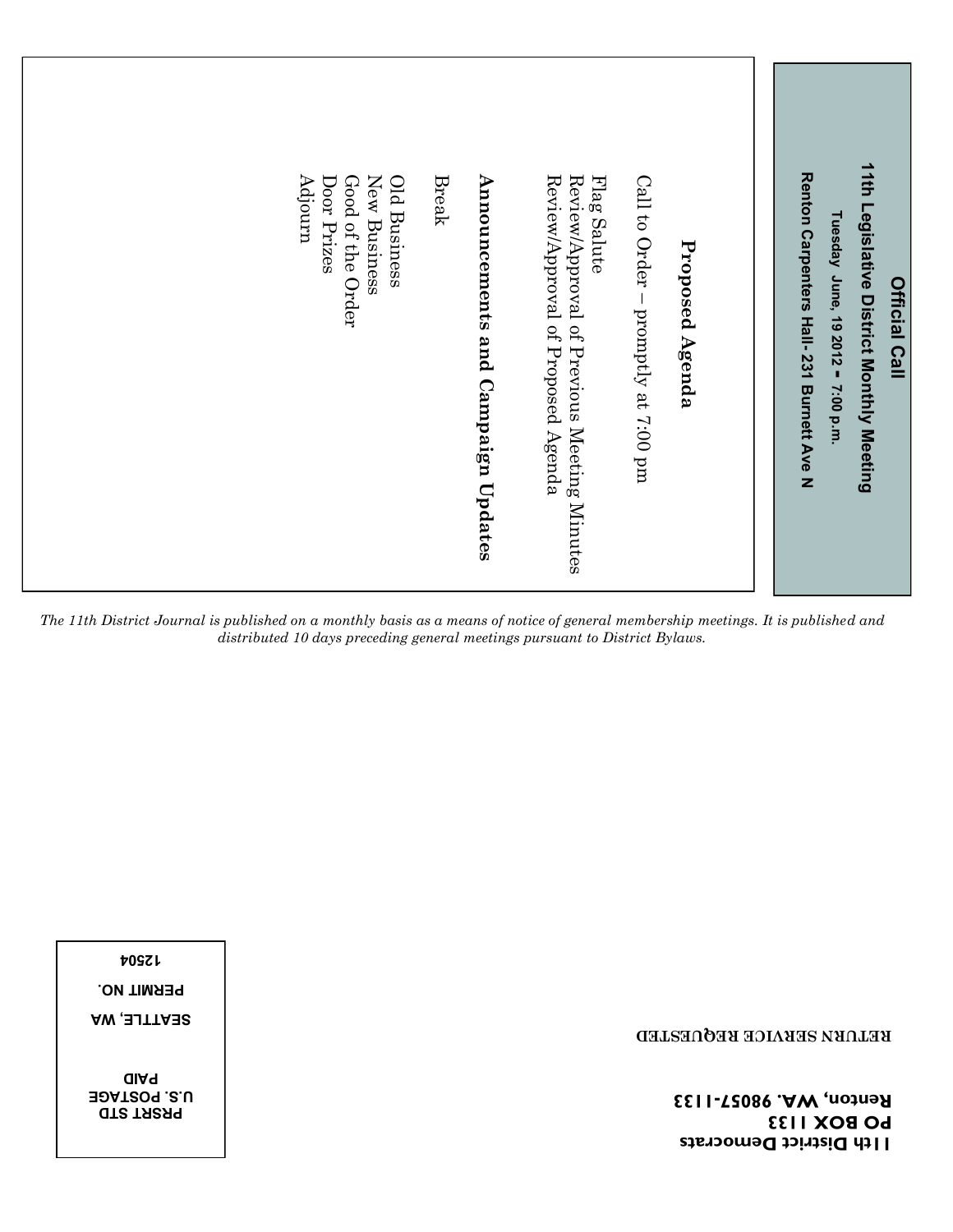# Official Call

## 11th Legislative District Monthly Meeting

**Tuesday June, 19 2012 ▪ 7:00 p.m.**

**Renton Carpenters Hall - 231 Burnett Ave N**

### Proposed Agenda

Call to Order – promptly at 7:00 pm

Flag Salute
Review/Approval of Previous Meeting Minutes
Review/Approval of Proposed Agenda

**Announcements and Campaign Updates**

Break

Old Business
New Business
Good of the Order
Door Prizes
Adjourn

*The 11th District Journal is published on a monthly basis as a means of notice of general membership meetings. It is published and distributed 10 days preceding general meetings pursuant to District Bylaws.*

**11th District Democrats**
**PO BOX 1133**
**Renton, WA. 98057-1133**

RETURN SERVICE REQUESTED

**PRSRT STD**
**U.S. POSTAGE**
**PAID**
**SEATTLE, WA**
**PERMIT NO.**
**12504**